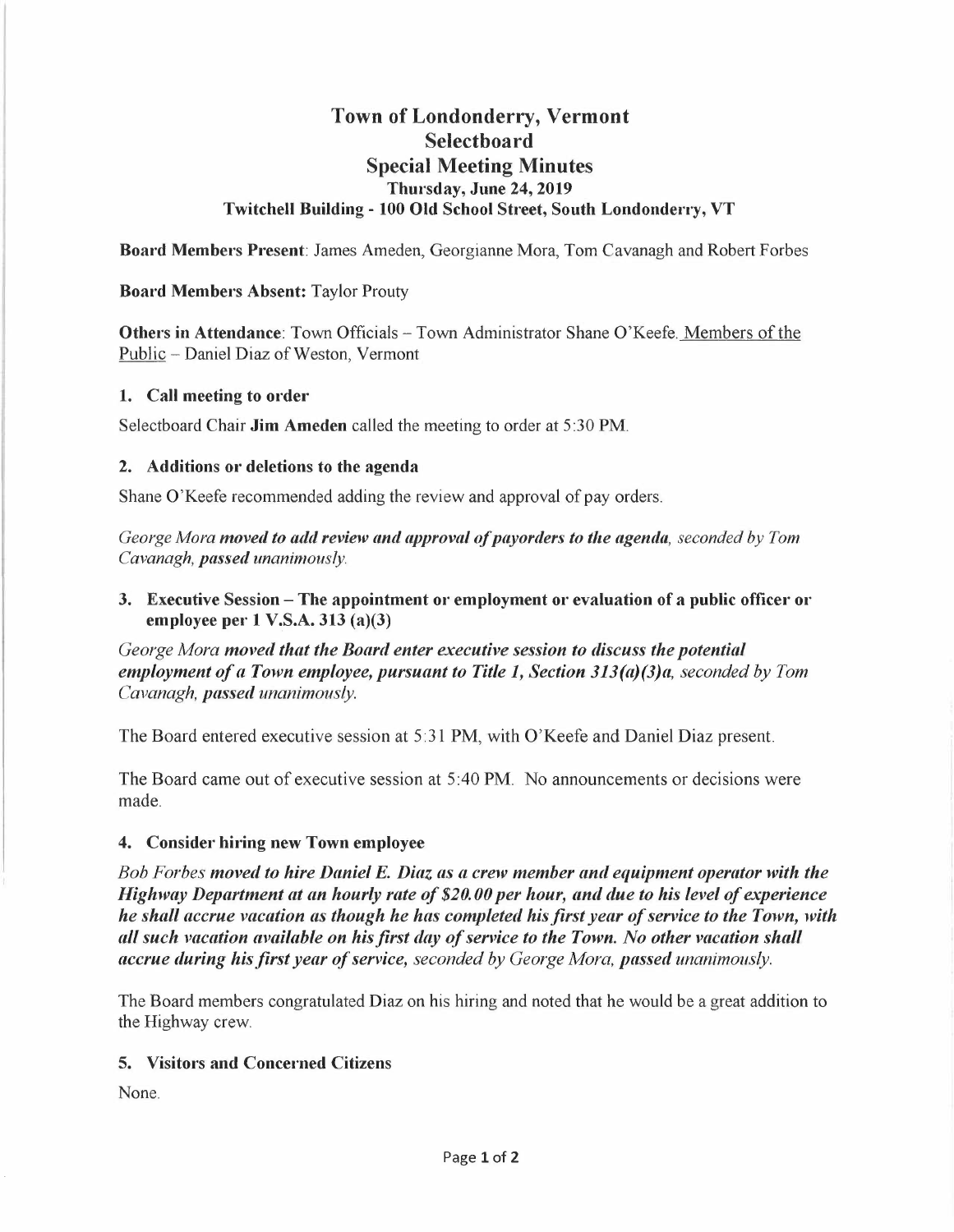# Town of Londonderry, Vermont
## Selectboard
## Special Meeting Minutes
### Thursday, June 24, 2019
### Twitchell Building - 100 Old School Street, South Londonderry, VT

**Board Members Present**: James Ameden, Georgianne Mora, Tom Cavanagh and Robert Forbes

**Board Members Absent:** Taylor Prouty

**Others in Attendance**: Town Officials – Town Administrator Shane O'Keefe. Members of the Public – Daniel Diaz of Weston, Vermont

### 1. Call meeting to order

Selectboard Chair **Jim Ameden** called the meeting to order at 5:30 PM.

### 2. Additions or deletions to the agenda

Shane O'Keefe recommended adding the review and approval of pay orders.

*George Mora **moved to add review and approval of payorders to the agenda**, seconded by Tom Cavanagh, **passed** unanimously.*

### 3. Executive Session – The appointment or employment or evaluation of a public officer or employee per 1 V.S.A. 313 (a)(3)

*George Mora **moved that the Board enter executive session to discuss the potential employment of a Town employee, pursuant to Title 1, Section 313(a)(3)a**, seconded by Tom Cavanagh, **passed** unanimously.*

The Board entered executive session at 5:31 PM, with O'Keefe and Daniel Diaz present.

The Board came out of executive session at 5:40 PM. No announcements or decisions were made.

### 4. Consider hiring new Town employee

*Bob Forbes **moved to hire Daniel E. Diaz as a crew member and equipment operator with the Highway Department at an hourly rate of $20.00 per hour, and due to his level of experience he shall accrue vacation as though he has completed his first year of service to the Town, with all such vacation available on his first day of service to the Town. No other vacation shall accrue during his first year of service**, seconded by George Mora, **passed** unanimously.*

The Board members congratulated Diaz on his hiring and noted that he would be a great addition to the Highway crew.

### 5. Visitors and Concerned Citizens

None.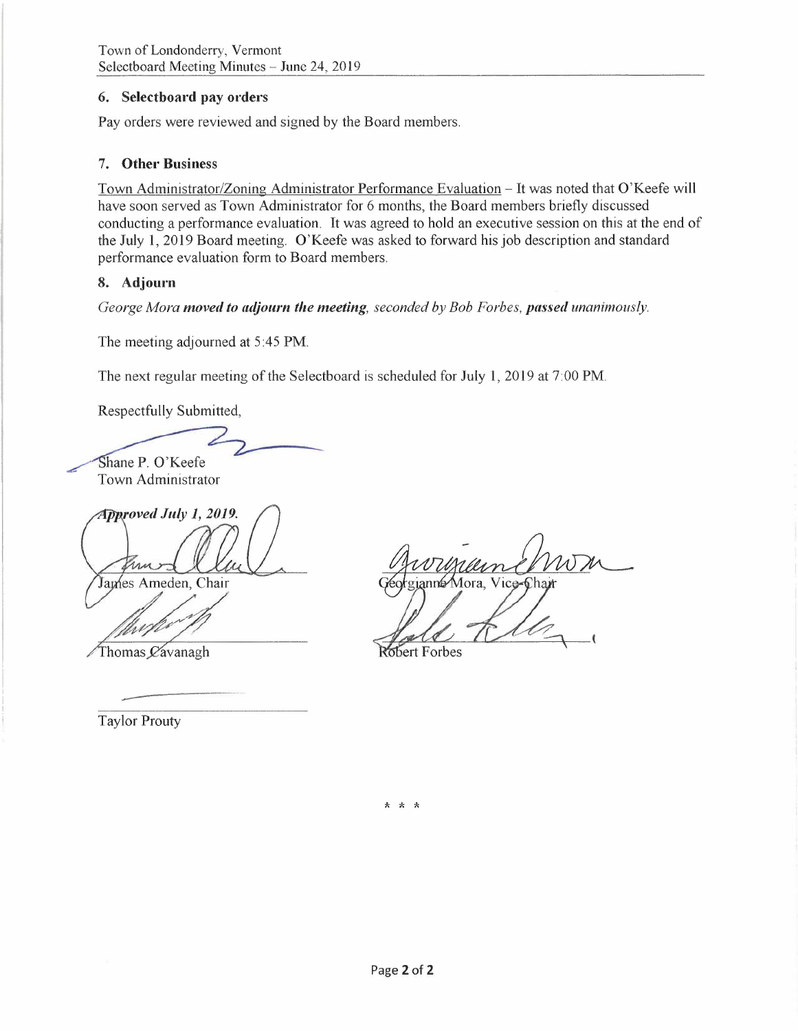### 6. Selectboard pay orders

Pay orders were reviewed and signed by the Board members.

### 7. Other Business

Town Administrator/Zoning Administrator Performance Evaluation – It was noted that O'Keefe will have soon served as Town Administrator for 6 months, the Board members briefly discussed conducting a performance evaluation. It was agreed to hold an executive session on this at the end of the July 1, 2019 Board meeting. O'Keefe was asked to forward his job description and standard performance evaluation form to Board members.

### 8. Adjourn

*George Mora* ***moved to adjourn the meeting****, seconded by Bob Forbes,* ***passed*** *unanimously.*

The meeting adjourned at 5:45 PM.

The next regular meeting of the Selectboard is scheduled for July 1, 2019 at 7:00 PM.

Respectfully Submitted,

Shane P. O'Keefe
Town Administrator

***Approved July 1, 2019.***

James Ameden, Chair

Georgianne Mora, Vice-Chair

Thomas Cavanagh

Robert Forbes

Taylor Prouty

\* \* \*